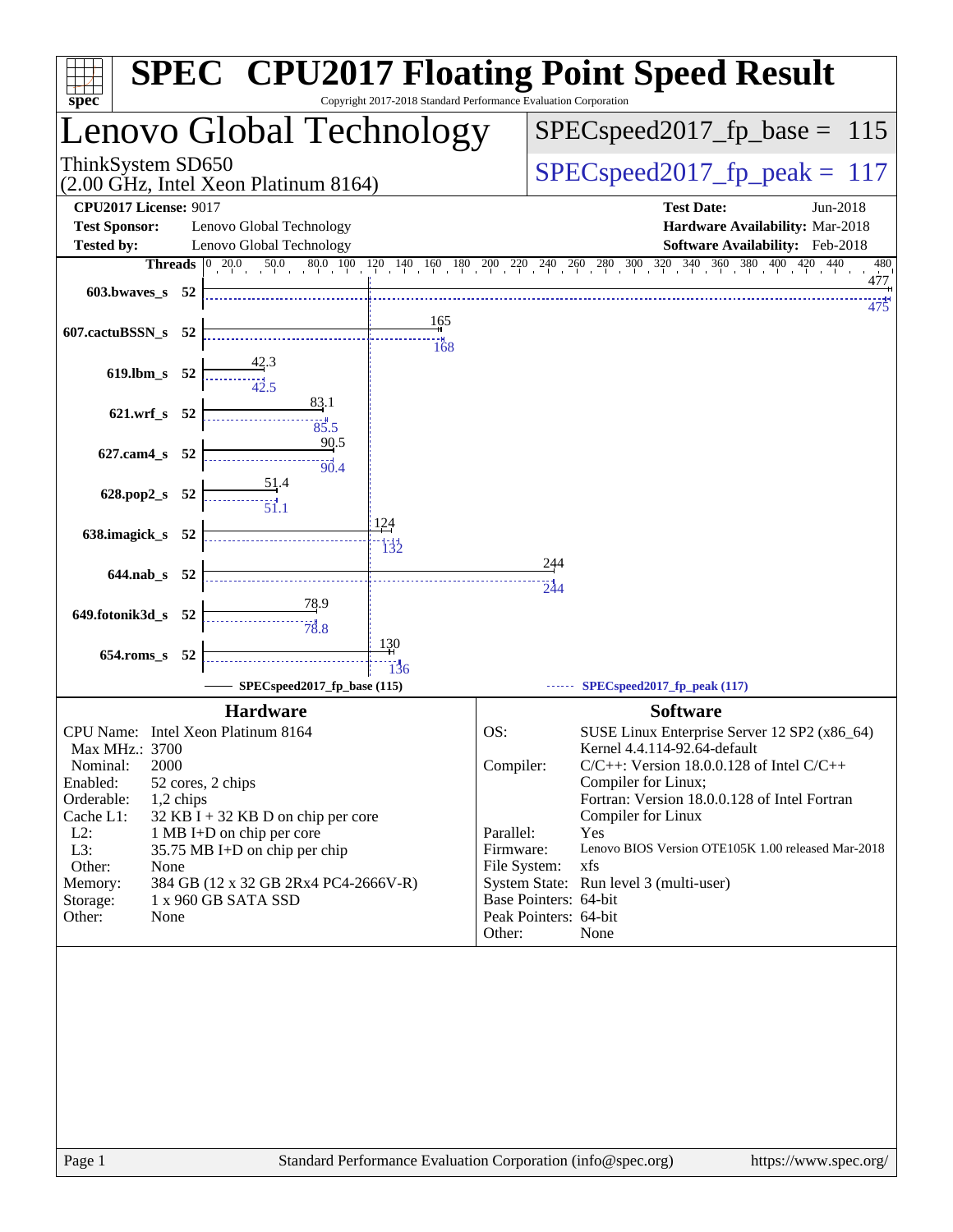# SPEC CPU2017 Floating Point Speed Result

Copyright 2017-2018 Standard Performance Evaluation Corporation

## Lenovo Global Technology

ThinkSystem SD650
(2.00 GHz, Intel Xeon Platinum 8164)

SPECspeed2017_fp_base = 115

SPECspeed2017_fp_peak = 117

**CPU2017 License:** 9017
**Test Sponsor:** Lenovo Global Technology
**Tested by:** Lenovo Global Technology
**Test Date:** Jun-2018
**Hardware Availability:** Mar-2018
**Software Availability:** Feb-2018

| Benchmark | Threads | Base | Peak |
|---|---|---|---|
| 603.bwaves_s | 52 | 477 | 475 |
| 607.cactuBSSN_s | 52 | 165 | 168 |
| 619.lbm_s | 52 | 42.3 | 42.5 |
| 621.wrf_s | 52 | 83.1 | 85.5 |
| 627.cam4_s | 52 | 90.5 | 90.4 |
| 628.pop2_s | 52 | 51.4 | 51.1 |
| 638.imagick_s | 52 | 124 | 132 |
| 644.nab_s | 52 | 244 | 244 |
| 649.fotonik3d_s | 52 | 78.9 | 78.8 |
| 654.roms_s | 52 | 130 | 136 |

SPECspeed2017_fp_base (115) — SPECspeed2017_fp_peak (117)

### Hardware

| | |
|---|---|
| CPU Name: | Intel Xeon Platinum 8164 |
| Max MHz.: | 3700 |
| Nominal: | 2000 |
| Enabled: | 52 cores, 2 chips |
| Orderable: | 1,2 chips |
| Cache L1: | 32 KB I + 32 KB D on chip per core |
| L2: | 1 MB I+D on chip per core |
| L3: | 35.75 MB I+D on chip per chip |
| Other: | None |
| Memory: | 384 GB (12 x 32 GB 2Rx4 PC4-2666V-R) |
| Storage: | 1 x 960 GB SATA SSD |
| Other: | None |

### Software

| | |
|---|---|
| OS: | SUSE Linux Enterprise Server 12 SP2 (x86_64) Kernel 4.4.114-92.64-default |
| Compiler: | C/C++: Version 18.0.0.128 of Intel C/C++ Compiler for Linux; Fortran: Version 18.0.0.128 of Intel Fortran Compiler for Linux |
| Parallel: | Yes |
| Firmware: | Lenovo BIOS Version OTE105K 1.00 released Mar-2018 |
| File System: | xfs |
| System State: | Run level 3 (multi-user) |
| Base Pointers: | 64-bit |
| Peak Pointers: | 64-bit |
| Other: | None |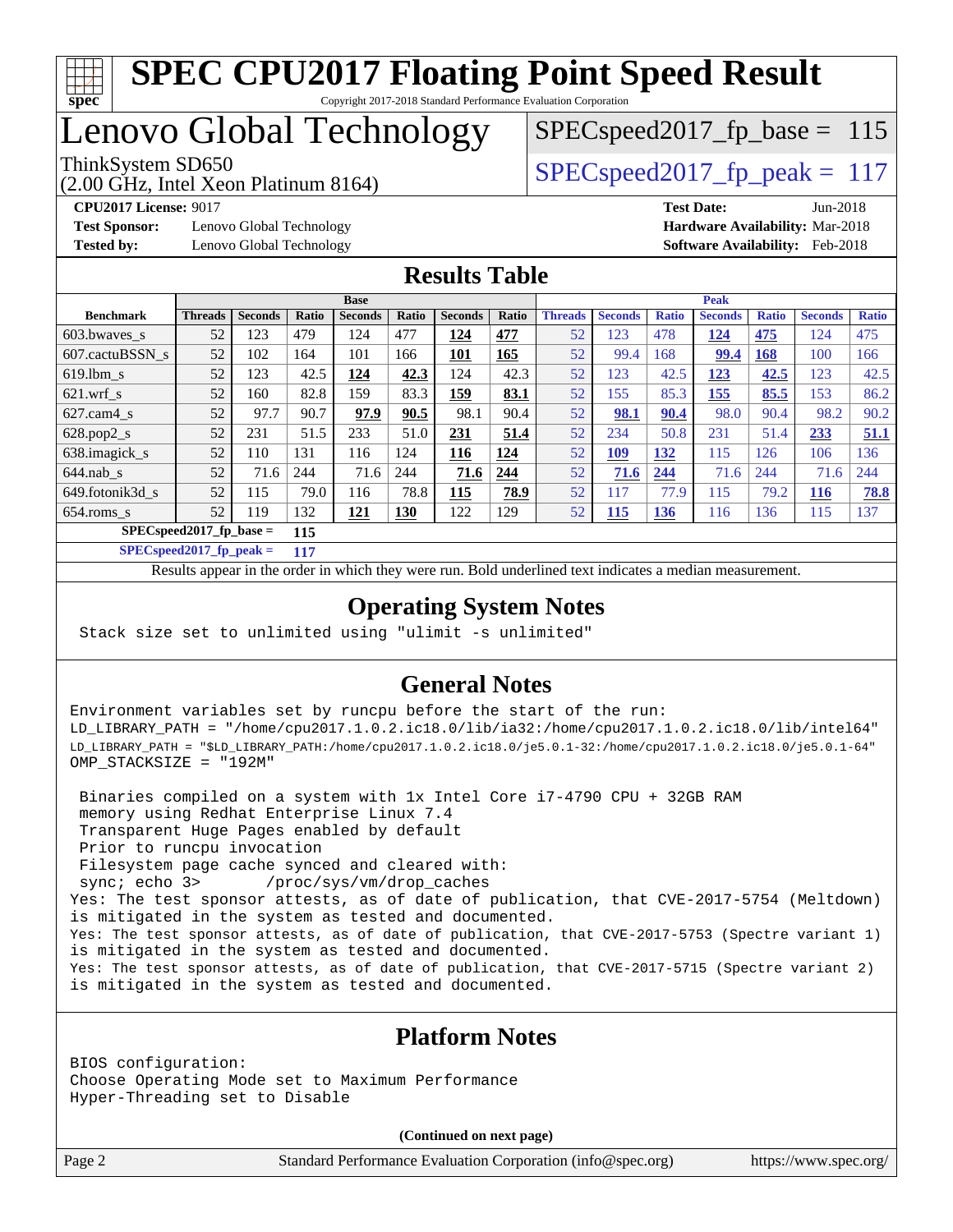# SPEC CPU2017 Floating Point Speed Result

Copyright 2017-2018 Standard Performance Evaluation Corporation

# Lenovo Global Technology

ThinkSystem SD650
(2.00 GHz, Intel Xeon Platinum 8164)

SPECspeed2017_fp_base = 115

SPECspeed2017_fp_peak = 117

**CPU2017 License:** 9017
**Test Sponsor:** Lenovo Global Technology
**Tested by:** Lenovo Global Technology

**Test Date:** Jun-2018
**Hardware Availability:** Mar-2018
**Software Availability:** Feb-2018

## Results Table

| | Base | | | | | | | Peak | | | | | | |
|---|---|---|---|---|---|---|---|---|---|---|---|---|---|---|
| **Benchmark** | **Threads** | **Seconds** | **Ratio** | **Seconds** | **Ratio** | **Seconds** | **Ratio** | **Threads** | **Seconds** | **Ratio** | **Seconds** | **Ratio** | **Seconds** | **Ratio** |
| 603.bwaves_s | 52 | 123 | 479 | 124 | 477 | **124** | **477** | 52 | 123 | 478 | **124** | **475** | 124 | 475 |
| 607.cactuBSSN_s | 52 | 102 | 164 | 101 | 166 | **101** | **165** | 52 | 99.4 | 168 | **99.4** | **168** | 100 | 166 |
| 619.lbm_s | 52 | 123 | 42.5 | **124** | **42.3** | 124 | 42.3 | 52 | 123 | 42.5 | **123** | **42.5** | 123 | 42.5 |
| 621.wrf_s | 52 | 160 | 82.8 | 159 | 83.3 | **159** | **83.1** | 52 | 155 | 85.3 | **155** | **85.5** | 153 | 86.2 |
| 627.cam4_s | 52 | 97.7 | 90.7 | **97.9** | **90.5** | 98.1 | 90.4 | 52 | **98.1** | **90.4** | 98.0 | 90.4 | 98.2 | 90.2 |
| 628.pop2_s | 52 | 231 | 51.5 | 233 | 51.0 | **231** | **51.4** | 52 | 234 | 50.8 | 231 | 51.4 | **233** | **51.1** |
| 638.imagick_s | 52 | 110 | 131 | 116 | 124 | **116** | **124** | 52 | **109** | **132** | 115 | 126 | 106 | 136 |
| 644.nab_s | 52 | 71.6 | 244 | 71.6 | 244 | **71.6** | **244** | 52 | **71.6** | **244** | 71.6 | 244 | 71.6 | 244 |
| 649.fotonik3d_s | 52 | 115 | 79.0 | 116 | 78.8 | **115** | **78.9** | 52 | 117 | 77.9 | 115 | 79.2 | **116** | **78.8** |
| 654.roms_s | 52 | 119 | 132 | **121** | **130** | 122 | 129 | 52 | **115** | **136** | 116 | 136 | 115 | 137 |

**SPECspeed2017_fp_base = 115**

**SPECspeed2017_fp_peak = 117**

Results appear in the order in which they were run. Bold underlined text indicates a median measurement.

## Operating System Notes

```
Stack size set to unlimited using "ulimit -s unlimited"
```

## General Notes

```
Environment variables set by runcpu before the start of the run:
LD_LIBRARY_PATH = "/home/cpu2017.1.0.2.ic18.0/lib/ia32:/home/cpu2017.1.0.2.ic18.0/lib/intel64"
LD_LIBRARY_PATH = "$LD_LIBRARY_PATH:/home/cpu2017.1.0.2.ic18.0/je5.0.1-32:/home/cpu2017.1.0.2.ic18.0/je5.0.1-64"
OMP_STACKSIZE = "192M"

 Binaries compiled on a system with 1x Intel Core i7-4790 CPU + 32GB RAM
 memory using Redhat Enterprise Linux 7.4
 Transparent Huge Pages enabled by default
 Prior to runcpu invocation
 Filesystem page cache synced and cleared with:
 sync; echo 3>       /proc/sys/vm/drop_caches
Yes: The test sponsor attests, as of date of publication, that CVE-2017-5754 (Meltdown)
is mitigated in the system as tested and documented.
Yes: The test sponsor attests, as of date of publication, that CVE-2017-5753 (Spectre variant 1)
is mitigated in the system as tested and documented.
Yes: The test sponsor attests, as of date of publication, that CVE-2017-5715 (Spectre variant 2)
is mitigated in the system as tested and documented.
```

## Platform Notes

```
BIOS configuration:
Choose Operating Mode set to Maximum Performance
Hyper-Threading set to Disable
```

**(Continued on next page)**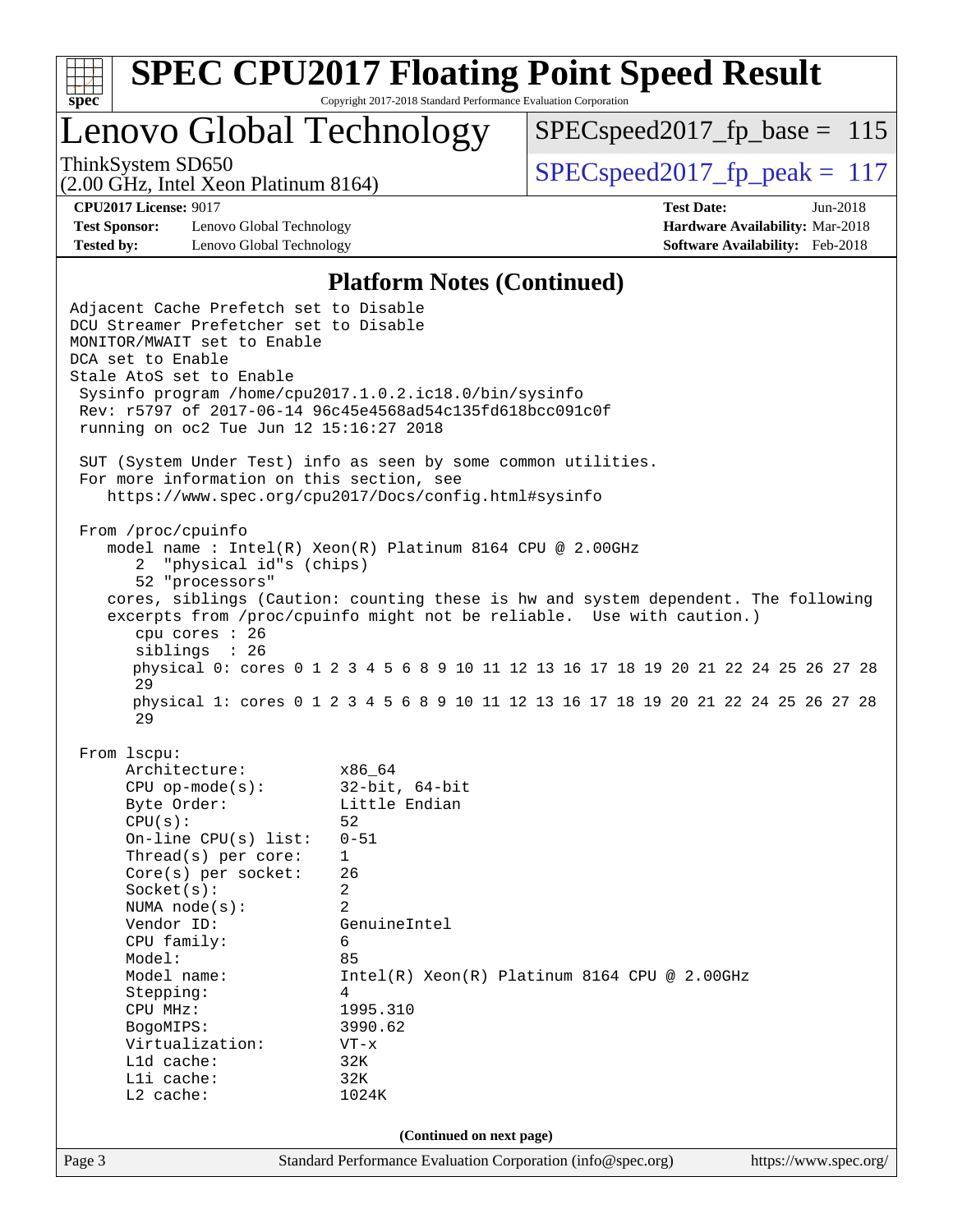## Platform Notes (Continued)

```
Adjacent Cache Prefetch set to Disable
DCU Streamer Prefetcher set to Disable
MONITOR/MWAIT set to Enable
DCA set to Enable
Stale AtoS set to Enable
 Sysinfo program /home/cpu2017.1.0.2.ic18.0/bin/sysinfo
 Rev: r5797 of 2017-06-14 96c45e4568ad54c135fd618bcc091c0f
 running on oc2 Tue Jun 12 15:16:27 2018

 SUT (System Under Test) info as seen by some common utilities.
 For more information on this section, see
    https://www.spec.org/cpu2017/Docs/config.html#sysinfo

 From /proc/cpuinfo
    model name : Intel(R) Xeon(R) Platinum 8164 CPU @ 2.00GHz
       2  "physical id"s (chips)
       52 "processors"
    cores, siblings (Caution: counting these is hw and system dependent. The following
    excerpts from /proc/cpuinfo might not be reliable.  Use with caution.)
       cpu cores : 26
       siblings  : 26
       physical 0: cores 0 1 2 3 4 5 6 8 9 10 11 12 13 16 17 18 19 20 21 22 24 25 26 27 28
       29
       physical 1: cores 0 1 2 3 4 5 6 8 9 10 11 12 13 16 17 18 19 20 21 22 24 25 26 27 28
       29

 From lscpu:
      Architecture:          x86_64
      CPU op-mode(s):        32-bit, 64-bit
      Byte Order:            Little Endian
      CPU(s):                52
      On-line CPU(s) list:   0-51
      Thread(s) per core:    1
      Core(s) per socket:    26
      Socket(s):             2
      NUMA node(s):          2
      Vendor ID:             GenuineIntel
      CPU family:            6
      Model:                 85
      Model name:            Intel(R) Xeon(R) Platinum 8164 CPU @ 2.00GHz
      Stepping:              4
      CPU MHz:               1995.310
      BogoMIPS:              3990.62
      Virtualization:        VT-x
      L1d cache:             32K
      L1i cache:             32K
      L2 cache:              1024K
```

**(Continued on next page)**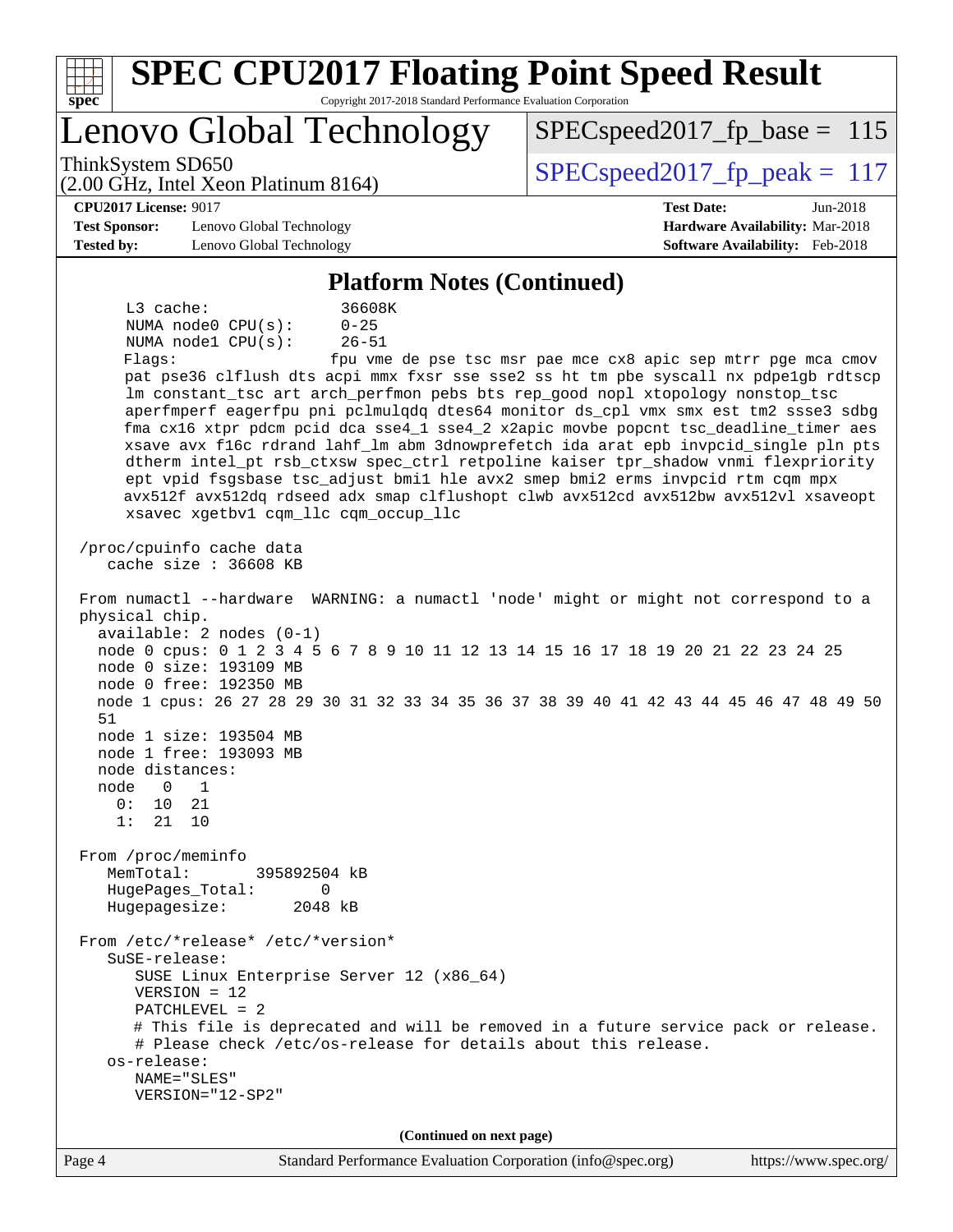## Platform Notes (Continued)

```
      L3 cache:              36608K
      NUMA node0 CPU(s):     0-25
      NUMA node1 CPU(s):     26-51
      Flags:                 fpu vme de pse tsc msr pae mce cx8 apic sep mtrr pge mca cmov
      pat pse36 clflush dts acpi mmx fxsr sse sse2 ss ht tm pbe syscall nx pdpe1gb rdtscp
      lm constant_tsc art arch_perfmon pebs bts rep_good nopl xtopology nonstop_tsc
      aperfmperf eagerfpu pni pclmulqdq dtes64 monitor ds_cpl vmx smx est tm2 ssse3 sdbg
      fma cx16 xtpr pdcm pcid dca sse4_1 sse4_2 x2apic movbe popcnt tsc_deadline_timer aes
      xsave avx f16c rdrand lahf_lm abm 3dnowprefetch ida arat epb invpcid_single pln pts
      dtherm intel_pt rsb_ctxsw spec_ctrl retpoline kaiser tpr_shadow vnmi flexpriority
      ept vpid fsgsbase tsc_adjust bmi1 hle avx2 smep bmi2 erms invpcid rtm cqm mpx
      avx512f avx512dq rdseed adx smap clflushopt clwb avx512cd avx512bw avx512vl xsaveopt
      xsavec xgetbv1 cqm_llc cqm_occup_llc

 /proc/cpuinfo cache data
    cache size : 36608 KB

 From numactl --hardware  WARNING: a numactl 'node' might or might not correspond to a
 physical chip.
   available: 2 nodes (0-1)
   node 0 cpus: 0 1 2 3 4 5 6 7 8 9 10 11 12 13 14 15 16 17 18 19 20 21 22 23 24 25
   node 0 size: 193109 MB
   node 0 free: 192350 MB
   node 1 cpus: 26 27 28 29 30 31 32 33 34 35 36 37 38 39 40 41 42 43 44 45 46 47 48 49 50
   51
   node 1 size: 193504 MB
   node 1 free: 193093 MB
   node distances:
   node   0   1
     0:  10  21
     1:  21  10

 From /proc/meminfo
    MemTotal:       395892504 kB
    HugePages_Total:       0
    Hugepagesize:       2048 kB

 From /etc/*release* /etc/*version*
    SuSE-release:
       SUSE Linux Enterprise Server 12 (x86_64)
       VERSION = 12
       PATCHLEVEL = 2
       # This file is deprecated and will be removed in a future service pack or release.
       # Please check /etc/os-release for details about this release.
    os-release:
       NAME="SLES"
       VERSION="12-SP2"
```

(Continued on next page)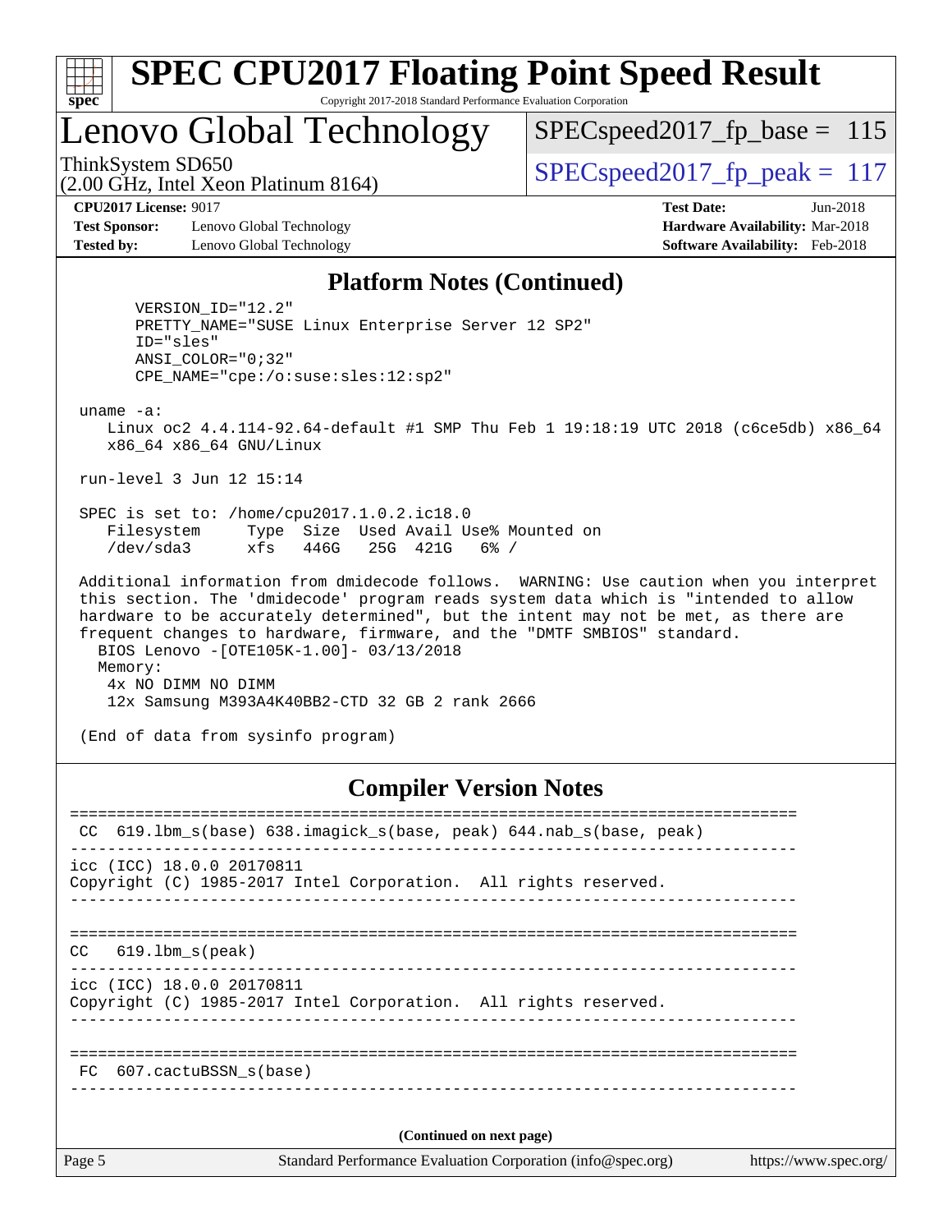## Platform Notes (Continued)

```
      VERSION_ID="12.2"
      PRETTY_NAME="SUSE Linux Enterprise Server 12 SP2"
      ID="sles"
      ANSI_COLOR="0;32"
      CPE_NAME="cpe:/o:suse:sles:12:sp2"

 uname -a:
    Linux oc2 4.4.114-92.64-default #1 SMP Thu Feb 1 19:18:19 UTC 2018 (c6ce5db) x86_64
    x86_64 x86_64 GNU/Linux

 run-level 3 Jun 12 15:14

 SPEC is set to: /home/cpu2017.1.0.2.ic18.0
    Filesystem     Type  Size  Used Avail Use% Mounted on
    /dev/sda3      xfs   446G   25G  421G   6% /

 Additional information from dmidecode follows.  WARNING: Use caution when you interpret
 this section. The 'dmidecode' program reads system data which is "intended to allow
 hardware to be accurately determined", but the intent may not be met, as there are
 frequent changes to hardware, firmware, and the "DMTF SMBIOS" standard.
   BIOS Lenovo -[OTE105K-1.00]- 03/13/2018
   Memory:
    4x NO DIMM NO DIMM
    12x Samsung M393A4K40BB2-CTD 32 GB 2 rank 2666

 (End of data from sysinfo program)
```

## Compiler Version Notes

```
==============================================================================
 CC  619.lbm_s(base) 638.imagick_s(base, peak) 644.nab_s(base, peak)
------------------------------------------------------------------------------
icc (ICC) 18.0.0 20170811
Copyright (C) 1985-2017 Intel Corporation.  All rights reserved.
------------------------------------------------------------------------------

==============================================================================
CC   619.lbm_s(peak)
------------------------------------------------------------------------------
icc (ICC) 18.0.0 20170811
Copyright (C) 1985-2017 Intel Corporation.  All rights reserved.
------------------------------------------------------------------------------

==============================================================================
 FC  607.cactuBSSN_s(base)
------------------------------------------------------------------------------
```

(Continued on next page)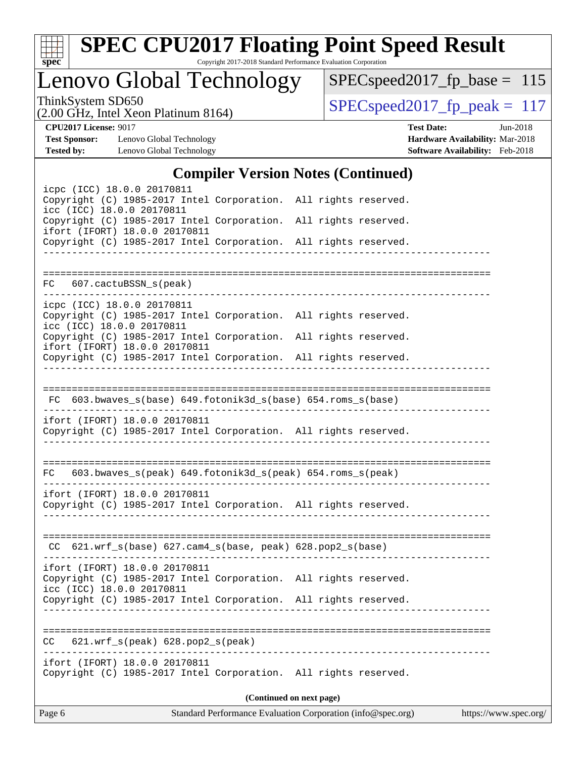## Compiler Version Notes (Continued)

```
icpc (ICC) 18.0.0 20170811
Copyright (C) 1985-2017 Intel Corporation.  All rights reserved.
icc (ICC) 18.0.0 20170811
Copyright (C) 1985-2017 Intel Corporation.  All rights reserved.
ifort (IFORT) 18.0.0 20170811
Copyright (C) 1985-2017 Intel Corporation.  All rights reserved.
------------------------------------------------------------------------------

==============================================================================
FC   607.cactuBSSN_s(peak)
------------------------------------------------------------------------------
icpc (ICC) 18.0.0 20170811
Copyright (C) 1985-2017 Intel Corporation.  All rights reserved.
icc (ICC) 18.0.0 20170811
Copyright (C) 1985-2017 Intel Corporation.  All rights reserved.
ifort (IFORT) 18.0.0 20170811
Copyright (C) 1985-2017 Intel Corporation.  All rights reserved.
------------------------------------------------------------------------------

==============================================================================
 FC  603.bwaves_s(base) 649.fotonik3d_s(base) 654.roms_s(base)
------------------------------------------------------------------------------
ifort (IFORT) 18.0.0 20170811
Copyright (C) 1985-2017 Intel Corporation.  All rights reserved.
------------------------------------------------------------------------------

==============================================================================
FC   603.bwaves_s(peak) 649.fotonik3d_s(peak) 654.roms_s(peak)
------------------------------------------------------------------------------
ifort (IFORT) 18.0.0 20170811
Copyright (C) 1985-2017 Intel Corporation.  All rights reserved.
------------------------------------------------------------------------------

==============================================================================
 CC  621.wrf_s(base) 627.cam4_s(base, peak) 628.pop2_s(base)
------------------------------------------------------------------------------
ifort (IFORT) 18.0.0 20170811
Copyright (C) 1985-2017 Intel Corporation.  All rights reserved.
icc (ICC) 18.0.0 20170811
Copyright (C) 1985-2017 Intel Corporation.  All rights reserved.
------------------------------------------------------------------------------

==============================================================================
CC   621.wrf_s(peak) 628.pop2_s(peak)
------------------------------------------------------------------------------
ifort (IFORT) 18.0.0 20170811
Copyright (C) 1985-2017 Intel Corporation.  All rights reserved.
```

**(Continued on next page)**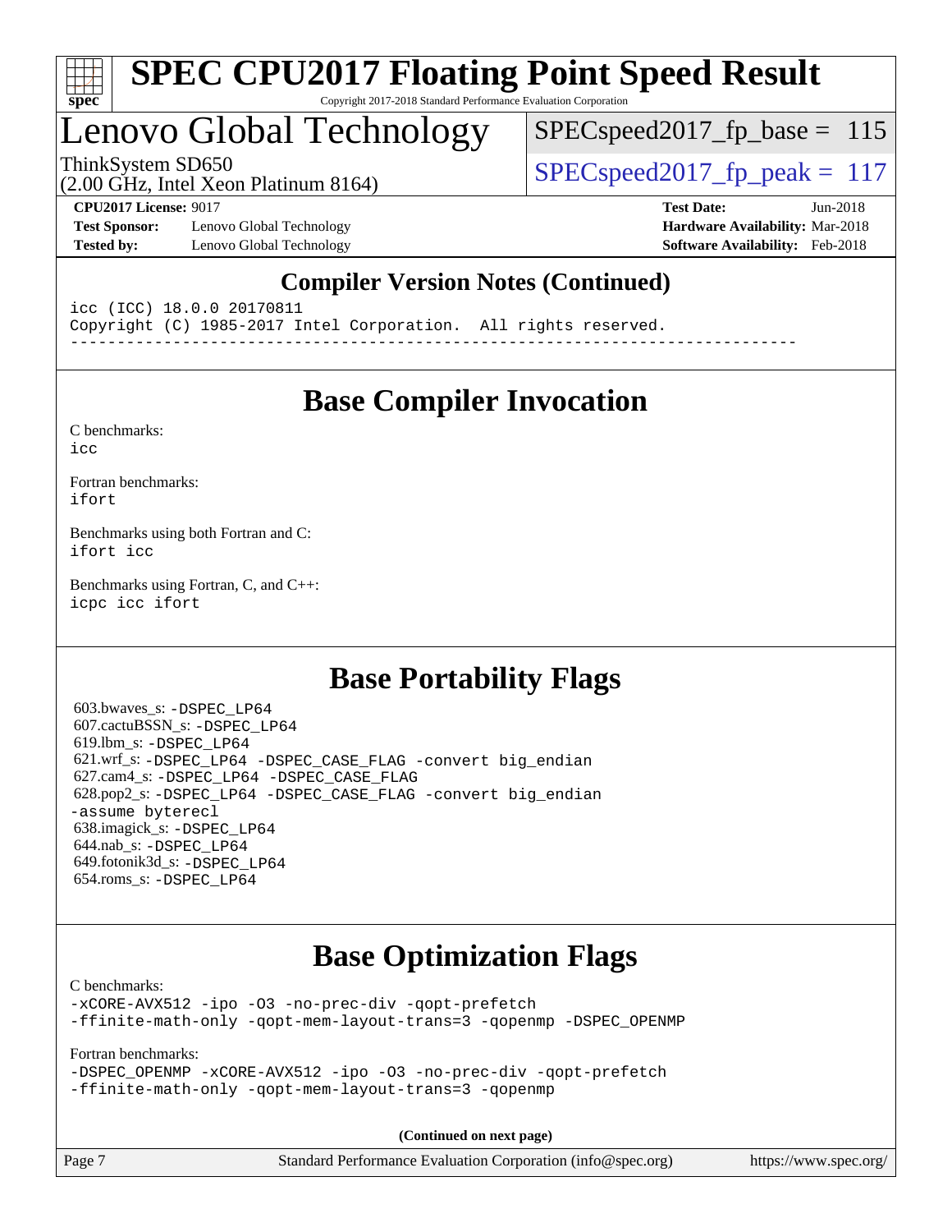## Compiler Version Notes (Continued)

```
icc (ICC) 18.0.0 20170811
Copyright (C) 1985-2017 Intel Corporation.  All rights reserved.
------------------------------------------------------------------------------
```

## Base Compiler Invocation

C benchmarks:
`icc`

Fortran benchmarks:
`ifort`

Benchmarks using both Fortran and C:
`ifort icc`

Benchmarks using Fortran, C, and C++:
`icpc icc ifort`

## Base Portability Flags

603.bwaves_s: `-DSPEC_LP64`
607.cactuBSSN_s: `-DSPEC_LP64`
619.lbm_s: `-DSPEC_LP64`
621.wrf_s: `-DSPEC_LP64 -DSPEC_CASE_FLAG -convert big_endian`
627.cam4_s: `-DSPEC_LP64 -DSPEC_CASE_FLAG`
628.pop2_s: `-DSPEC_LP64 -DSPEC_CASE_FLAG -convert big_endian -assume byterecl`
638.imagick_s: `-DSPEC_LP64`
644.nab_s: `-DSPEC_LP64`
649.fotonik3d_s: `-DSPEC_LP64`
654.roms_s: `-DSPEC_LP64`

## Base Optimization Flags

C benchmarks:
`-xCORE-AVX512 -ipo -O3 -no-prec-div -qopt-prefetch -ffinite-math-only -qopt-mem-layout-trans=3 -qopenmp -DSPEC_OPENMP`

Fortran benchmarks:
`-DSPEC_OPENMP -xCORE-AVX512 -ipo -O3 -no-prec-div -qopt-prefetch -ffinite-math-only -qopt-mem-layout-trans=3 -qopenmp`

**(Continued on next page)**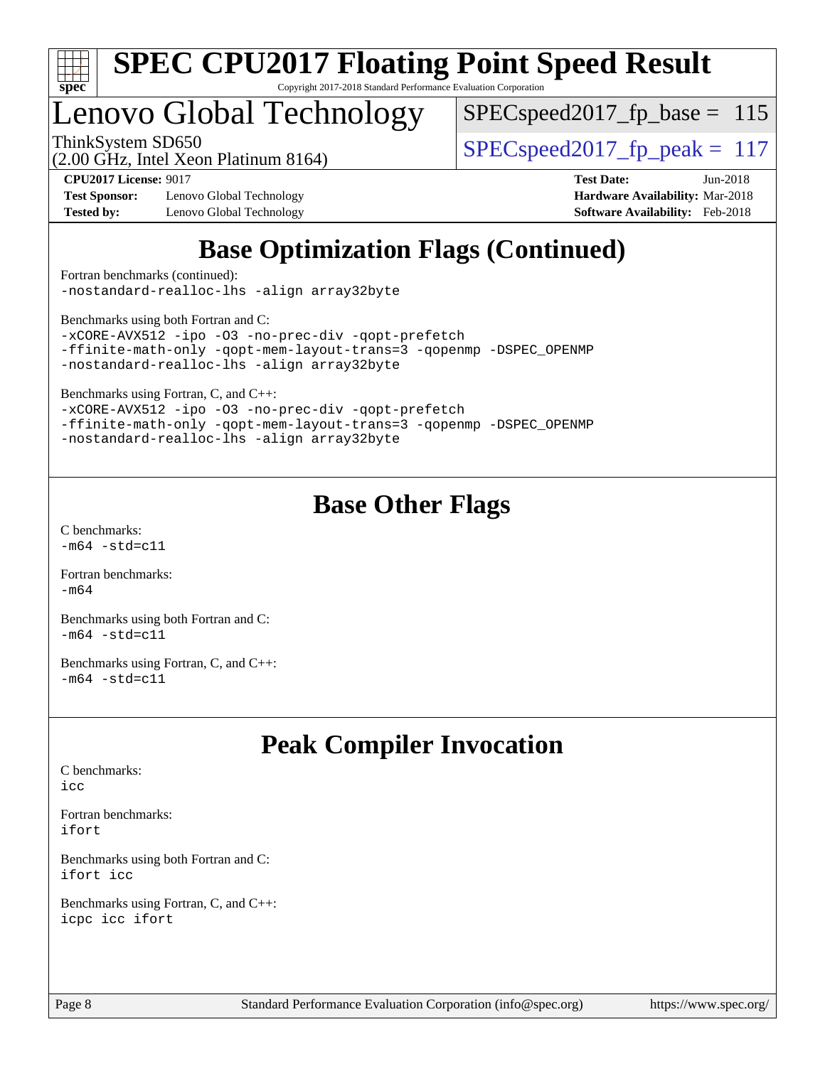# SPEC CPU2017 Floating Point Speed Result

Copyright 2017-2018 Standard Performance Evaluation Corporation

## Lenovo Global Technology

ThinkSystem SD650
(2.00 GHz, Intel Xeon Platinum 8164)

SPECspeed2017_fp_base = 115

SPECspeed2017_fp_peak = 117

**CPU2017 License:** 9017
**Test Sponsor:** Lenovo Global Technology
**Tested by:** Lenovo Global Technology

**Test Date:** Jun-2018
**Hardware Availability:** Mar-2018
**Software Availability:** Feb-2018

## Base Optimization Flags (Continued)

Fortran benchmarks (continued):
```
-nostandard-realloc-lhs -align array32byte
```

Benchmarks using both Fortran and C:
```
-xCORE-AVX512 -ipo -O3 -no-prec-div -qopt-prefetch
-ffinite-math-only -qopt-mem-layout-trans=3 -qopenmp -DSPEC_OPENMP
-nostandard-realloc-lhs -align array32byte
```

Benchmarks using Fortran, C, and C++:
```
-xCORE-AVX512 -ipo -O3 -no-prec-div -qopt-prefetch
-ffinite-math-only -qopt-mem-layout-trans=3 -qopenmp -DSPEC_OPENMP
-nostandard-realloc-lhs -align array32byte
```

## Base Other Flags

C benchmarks:
```
-m64 -std=c11
```

Fortran benchmarks:
```
-m64
```

Benchmarks using both Fortran and C:
```
-m64 -std=c11
```

Benchmarks using Fortran, C, and C++:
```
-m64 -std=c11
```

## Peak Compiler Invocation

C benchmarks:
```
icc
```

Fortran benchmarks:
```
ifort
```

Benchmarks using both Fortran and C:
```
ifort icc
```

Benchmarks using Fortran, C, and C++:
```
icpc icc ifort
```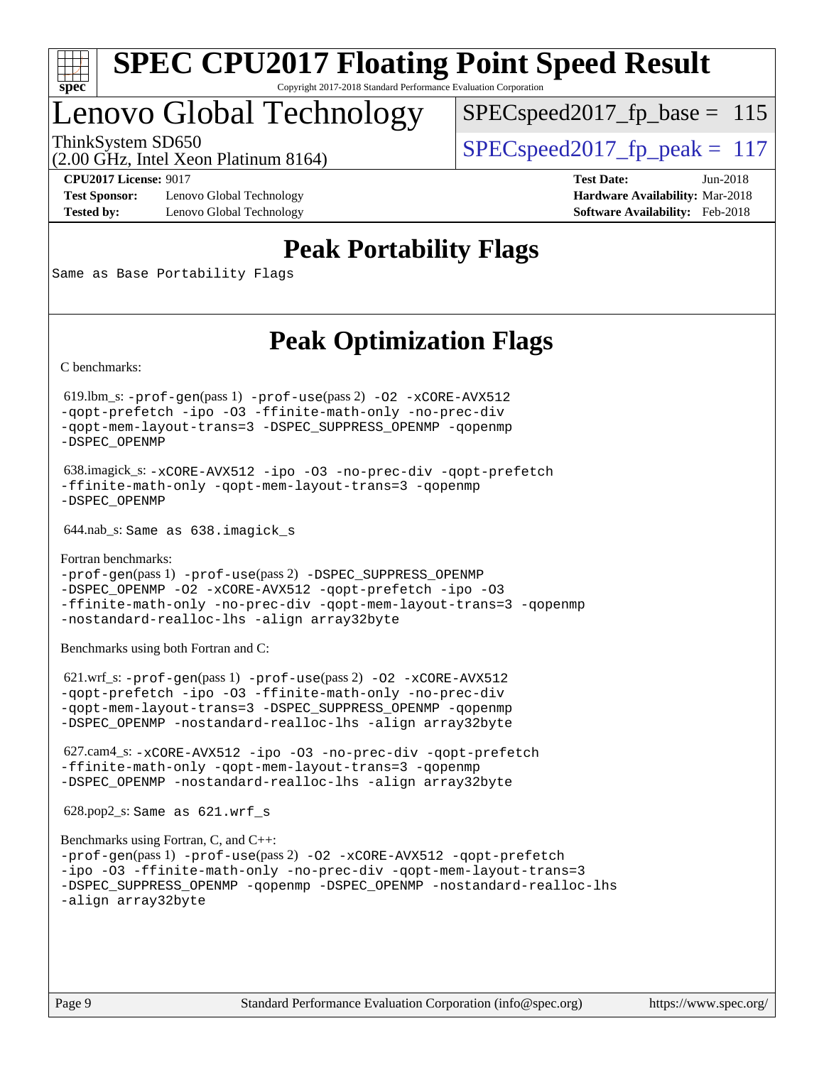# SPEC CPU2017 Floating Point Speed Result

Copyright 2017-2018 Standard Performance Evaluation Corporation

## Lenovo Global Technology

ThinkSystem SD650
(2.00 GHz, Intel Xeon Platinum 8164)

SPECspeed2017_fp_base = 115

SPECspeed2017_fp_peak = 117

**CPU2017 License:** 9017
**Test Sponsor:** Lenovo Global Technology
**Tested by:** Lenovo Global Technology

**Test Date:** Jun-2018
**Hardware Availability:** Mar-2018
**Software Availability:** Feb-2018

## Peak Portability Flags

Same as Base Portability Flags

## Peak Optimization Flags

C benchmarks:

619.lbm_s: -prof-gen(pass 1) -prof-use(pass 2) -O2 -xCORE-AVX512 -qopt-prefetch -ipo -O3 -ffinite-math-only -no-prec-div -qopt-mem-layout-trans=3 -DSPEC_SUPPRESS_OPENMP -qopenmp -DSPEC_OPENMP

638.imagick_s: -xCORE-AVX512 -ipo -O3 -no-prec-div -qopt-prefetch -ffinite-math-only -qopt-mem-layout-trans=3 -qopenmp -DSPEC_OPENMP

644.nab_s: Same as 638.imagick_s

Fortran benchmarks:

-prof-gen(pass 1) -prof-use(pass 2) -DSPEC_SUPPRESS_OPENMP -DSPEC_OPENMP -O2 -xCORE-AVX512 -qopt-prefetch -ipo -O3 -ffinite-math-only -no-prec-div -qopt-mem-layout-trans=3 -qopenmp -nostandard-realloc-lhs -align array32byte

Benchmarks using both Fortran and C:

621.wrf_s: -prof-gen(pass 1) -prof-use(pass 2) -O2 -xCORE-AVX512 -qopt-prefetch -ipo -O3 -ffinite-math-only -no-prec-div -qopt-mem-layout-trans=3 -DSPEC_SUPPRESS_OPENMP -qopenmp -DSPEC_OPENMP -nostandard-realloc-lhs -align array32byte

627.cam4_s: -xCORE-AVX512 -ipo -O3 -no-prec-div -qopt-prefetch -ffinite-math-only -qopt-mem-layout-trans=3 -qopenmp -DSPEC_OPENMP -nostandard-realloc-lhs -align array32byte

628.pop2_s: Same as 621.wrf_s

Benchmarks using Fortran, C, and C++:

-prof-gen(pass 1) -prof-use(pass 2) -O2 -xCORE-AVX512 -qopt-prefetch -ipo -O3 -ffinite-math-only -no-prec-div -qopt-mem-layout-trans=3 -DSPEC_SUPPRESS_OPENMP -qopenmp -DSPEC_OPENMP -nostandard-realloc-lhs -align array32byte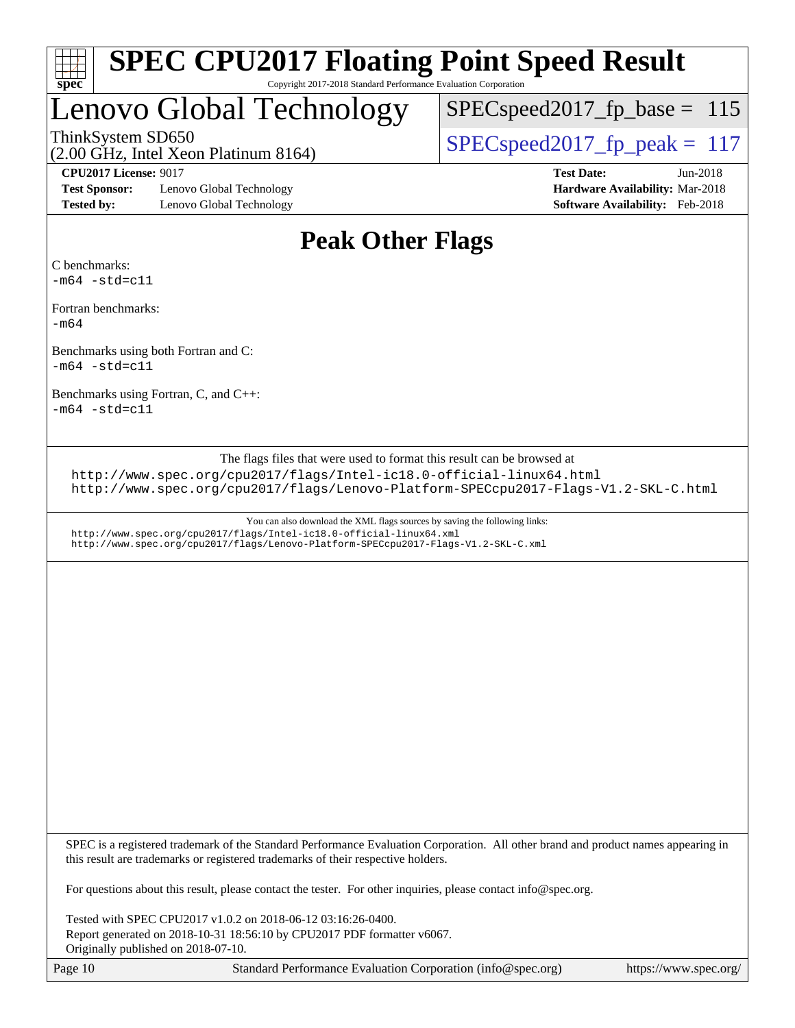# Peak Other Flags

C benchmarks:
-m64 -std=c11

Fortran benchmarks:
-m64

Benchmarks using both Fortran and C:
-m64 -std=c11

Benchmarks using Fortran, C, and C++:
-m64 -std=c11

The flags files that were used to format this result can be browsed at
http://www.spec.org/cpu2017/flags/Intel-ic18.0-official-linux64.html
http://www.spec.org/cpu2017/flags/Lenovo-Platform-SPECcpu2017-Flags-V1.2-SKL-C.html

You can also download the XML flags sources by saving the following links:
http://www.spec.org/cpu2017/flags/Intel-ic18.0-official-linux64.xml
http://www.spec.org/cpu2017/flags/Lenovo-Platform-SPECcpu2017-Flags-V1.2-SKL-C.xml

SPEC is a registered trademark of the Standard Performance Evaluation Corporation. All other brand and product names appearing in this result are trademarks or registered trademarks of their respective holders.

For questions about this result, please contact the tester. For other inquiries, please contact info@spec.org.

Tested with SPEC CPU2017 v1.0.2 on 2018-06-12 03:16:26-0400.
Report generated on 2018-10-31 18:56:10 by CPU2017 PDF formatter v6067.
Originally published on 2018-07-10.